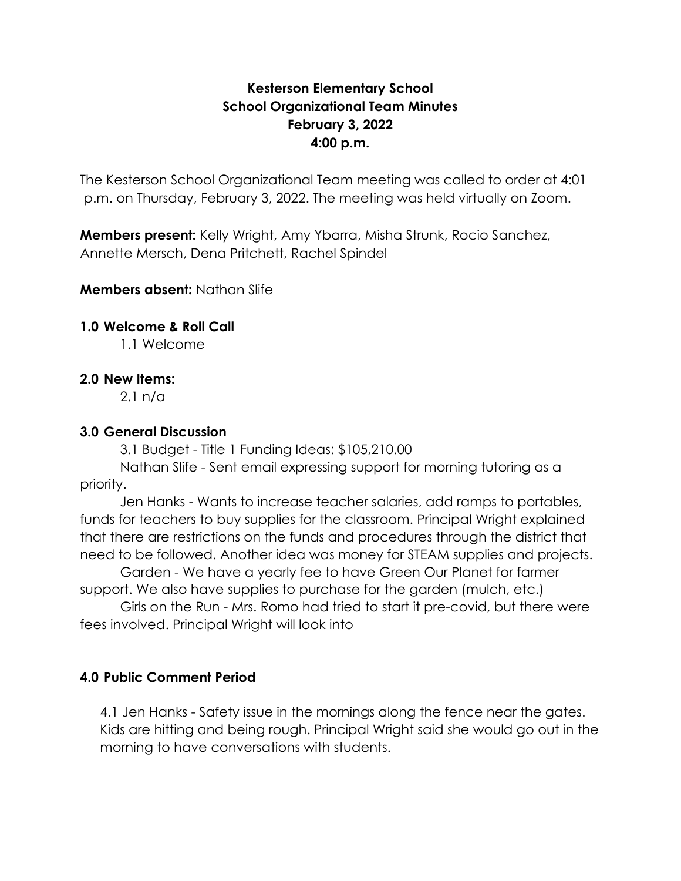**Kesterson Elementary School**
**School Organizational Team Minutes**
**February 3, 2022**
**4:00 p.m.**

The Kesterson School Organizational Team meeting was called to order at 4:01 p.m. on Thursday, February 3, 2022. The meeting was held virtually on Zoom.

**Members present:** Kelly Wright, Amy Ybarra, Misha Strunk, Rocio Sanchez, Annette Mersch, Dena Pritchett, Rachel Spindel

**Members absent:** Nathan Slife

**1.0 Welcome & Roll Call**

1.1 Welcome

**2.0 New Items:**

2.1 n/a

**3.0 General Discussion**

3.1 Budget - Title 1 Funding Ideas: $105,210.00

Nathan Slife - Sent email expressing support for morning tutoring as a priority.

Jen Hanks - Wants to increase teacher salaries, add ramps to portables, funds for teachers to buy supplies for the classroom. Principal Wright explained that there are restrictions on the funds and procedures through the district that need to be followed. Another idea was money for STEAM supplies and projects.

Garden - We have a yearly fee to have Green Our Planet for farmer support. We also have supplies to purchase for the garden (mulch, etc.)

Girls on the Run - Mrs. Romo had tried to start it pre-covid, but there were fees involved. Principal Wright will look into

**4.0 Public Comment Period**

4.1 Jen Hanks - Safety issue in the mornings along the fence near the gates. Kids are hitting and being rough. Principal Wright said she would go out in the morning to have conversations with students.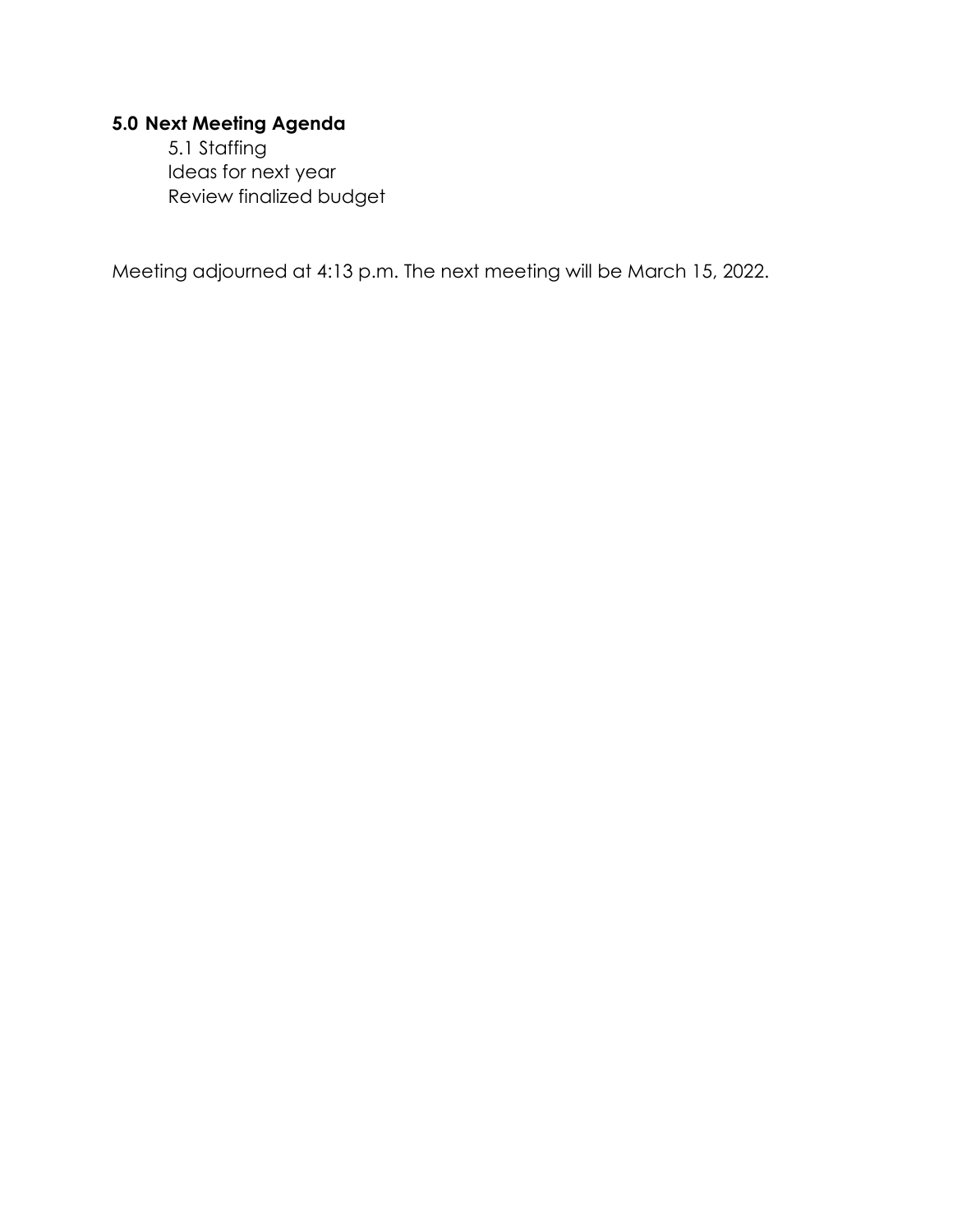**5.0 Next Meeting Agenda**

5.1 Staffing
Ideas for next year
Review finalized budget

Meeting adjourned at 4:13 p.m. The next meeting will be March 15, 2022.